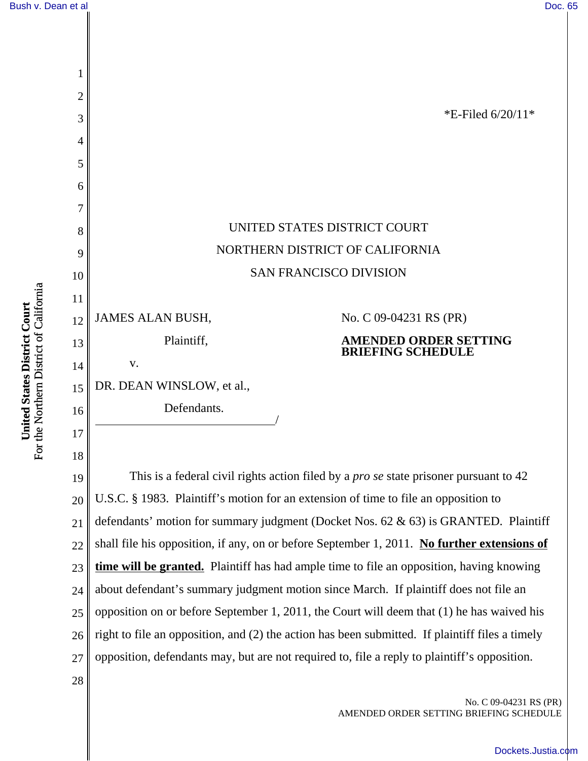*E-Filed 6/20/11*

UNITED STATES DISTRICT COURT
NORTHERN DISTRICT OF CALIFORNIA
SAN FRANCISCO DIVISION

JAMES ALAN BUSH,

Plaintiff,

v.

DR. DEAN WINSLOW, et al.,

Defendants.

No. C 09-04231 RS (PR)

**AMENDED ORDER SETTING BRIEFING SCHEDULE**

This is a federal civil rights action filed by a *pro se* state prisoner pursuant to 42 U.S.C. § 1983. Plaintiff's motion for an extension of time to file an opposition to defendants' motion for summary judgment (Docket Nos. 62 & 63) is GRANTED. Plaintiff shall file his opposition, if any, on or before September 1, 2011. **No further extensions of time will be granted.** Plaintiff has had ample time to file an opposition, having knowing about defendant's summary judgment motion since March. If plaintiff does not file an opposition on or before September 1, 2011, the Court will deem that (1) he has waived his right to file an opposition, and (2) the action has been submitted. If plaintiff files a timely opposition, defendants may, but are not required to, file a reply to plaintiff's opposition.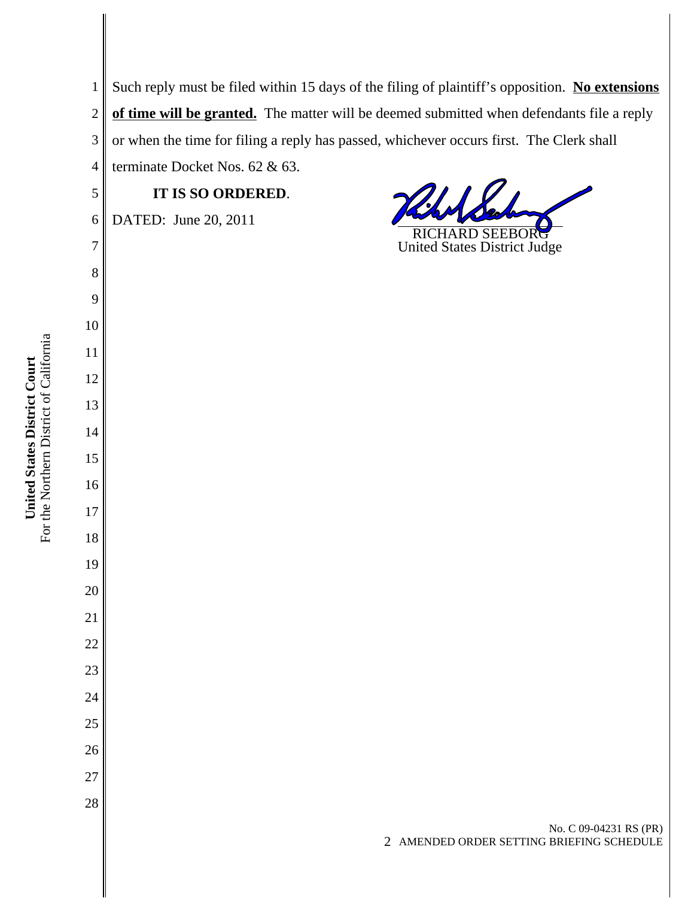Such reply must be filed within 15 days of the filing of plaintiff's opposition. **No extensions of time will be granted.** The matter will be deemed submitted when defendants file a reply or when the time for filing a reply has passed, whichever occurs first. The Clerk shall terminate Docket Nos. 62 & 63.

**IT IS SO ORDERED**.

DATED: June 20, 2011

RICHARD SEEBORG
United States District Judge

No. C 09-04231 RS (PR)
AMENDED ORDER SETTING BRIEFING SCHEDULE